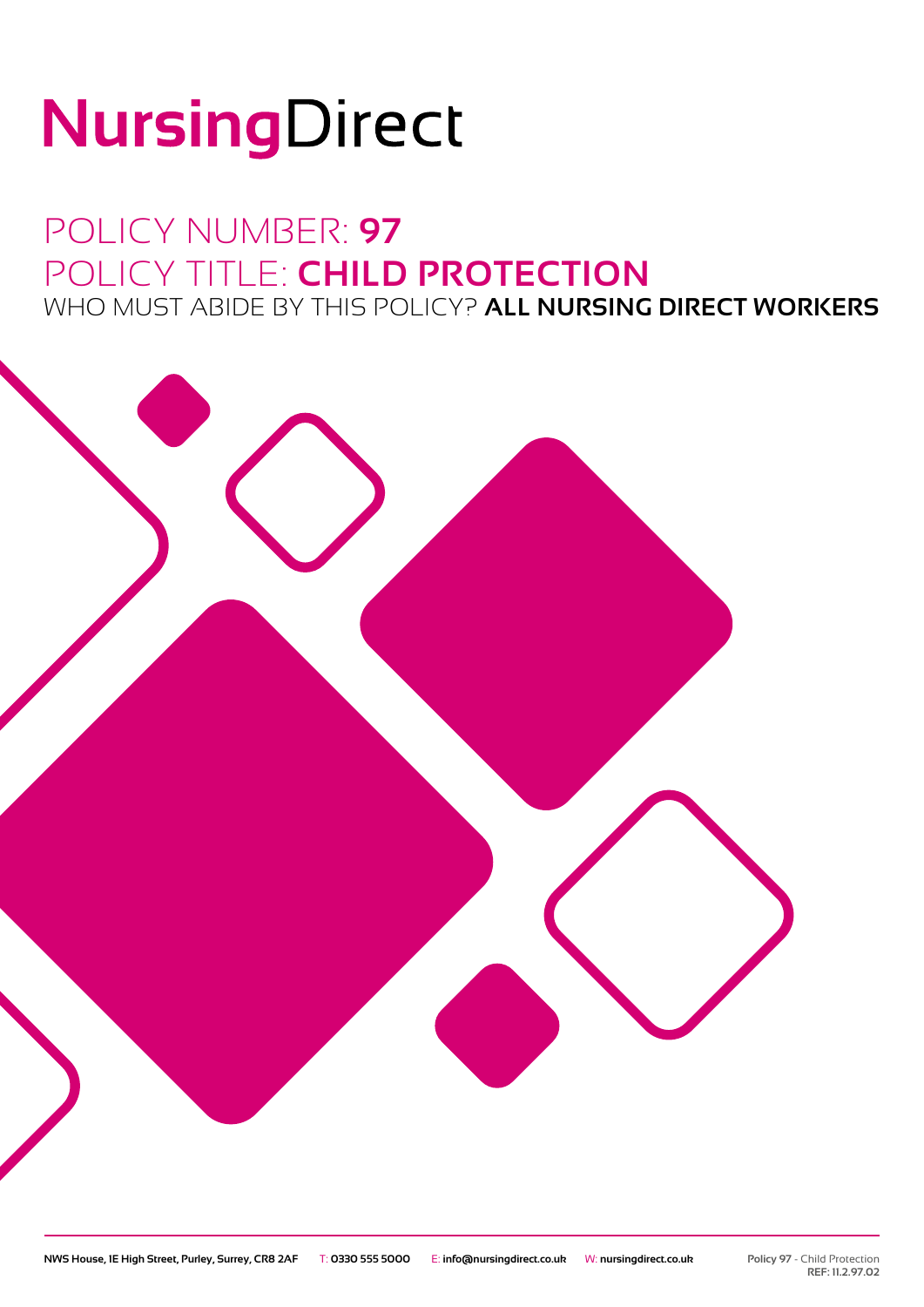# NursingDirect

## POLICY NUMBER: **97**

## POLICY TITLE: **CHILD PROTECTION**

WHO MUST ABIDE BY THIS POLICY? **ALL NURSING DIRECT WORKERS**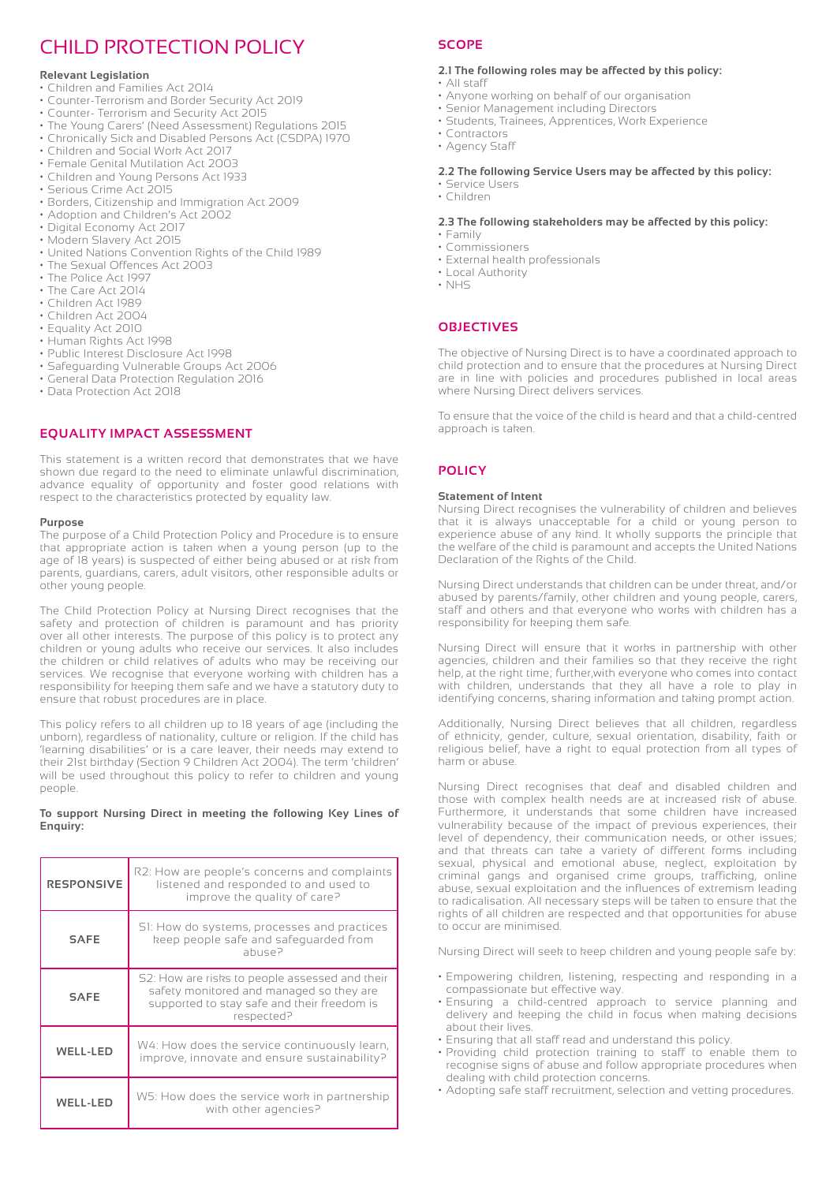# CHILD PROTECTION POLICY

**Relevant Legislation**

- Children and Families Act 2014
- Counter-Terrorism and Border Security Act 2019
- Counter- Terrorism and Security Act 2015
- The Young Carers' (Need Assessment) Regulations 2015
- Chronically Sick and Disabled Persons Act (CSDPA) 1970
- Children and Social Work Act 2017
- Female Genital Mutilation Act 2003
- Children and Young Persons Act 1933
- Serious Crime Act 2015
- Borders, Citizenship and Immigration Act 2009
- Adoption and Children's Act 2002
- Digital Economy Act 2017
- Modern Slavery Act 2015
- United Nations Convention Rights of the Child 1989
- The Sexual Offences Act 2003
- The Police Act 1997
- The Care Act 2014
- Children Act 1989
- Children Act 2004
- Equality Act 2010
- Human Rights Act 1998
- Public Interest Disclosure Act 1998
- Safeguarding Vulnerable Groups Act 2006
- General Data Protection Regulation 2016
- Data Protection Act 2018

## EQUALITY IMPACT ASSESSMENT

This statement is a written record that demonstrates that we have shown due regard to the need to eliminate unlawful discrimination, advance equality of opportunity and foster good relations with respect to the characteristics protected by equality law.

**Purpose**

The purpose of a Child Protection Policy and Procedure is to ensure that appropriate action is taken when a young person (up to the age of 18 years) is suspected of either being abused or at risk from parents, guardians, carers, adult visitors, other responsible adults or other young people.

The Child Protection Policy at Nursing Direct recognises that the safety and protection of children is paramount and has priority over all other interests. The purpose of this policy is to protect any children or young adults who receive our services. It also includes the children or child relatives of adults who may be receiving our services. We recognise that everyone working with children has a responsibility for keeping them safe and we have a statutory duty to ensure that robust procedures are in place.

This policy refers to all children up to 18 years of age (including the unborn), regardless of nationality, culture or religion. If the child has 'learning disabilities' or is a care leaver, their needs may extend to their 21st birthday (Section 9 Children Act 2004). The term 'children' will be used throughout this policy to refer to children and young people.

**To support Nursing Direct in meeting the following Key Lines of Enquiry:**

| | |
|---|---|
| **RESPONSIVE** | R2: How are people's concerns and complaints listened and responded to and used to improve the quality of care? |
| **SAFE** | S1: How do systems, processes and practices keep people safe and safeguarded from abuse? |
| **SAFE** | S2: How are risks to people assessed and their safety monitored and managed so they are supported to stay safe and their freedom is respected? |
| **WELL-LED** | W4: How does the service continuously learn, improve, innovate and ensure sustainability? |
| **WELL-LED** | W5: How does the service work in partnership with other agencies? |

## SCOPE

**2.1 The following roles may be affected by this policy:**

- All staff
- Anyone working on behalf of our organisation
- Senior Management including Directors
- Students, Trainees, Apprentices, Work Experience
- Contractors
- Agency Staff

**2.2 The following Service Users may be affected by this policy:**

- Service Users
- Children

**2.3 The following stakeholders may be affected by this policy:**

- Family
- Commissioners
- External health professionals
- Local Authority
- NHS

## OBJECTIVES

The objective of Nursing Direct is to have a coordinated approach to child protection and to ensure that the procedures at Nursing Direct are in line with policies and procedures published in local areas where Nursing Direct delivers services.

To ensure that the voice of the child is heard and that a child-centred approach is taken.

## POLICY

**Statement of Intent**

Nursing Direct recognises the vulnerability of children and believes that it is always unacceptable for a child or young person to experience abuse of any kind. It wholly supports the principle that the welfare of the child is paramount and accepts the United Nations Declaration of the Rights of the Child.

Nursing Direct understands that children can be under threat, and/or abused by parents/family, other children and young people, carers, staff and others and that everyone who works with children has a responsibility for keeping them safe.

Nursing Direct will ensure that it works in partnership with other agencies, children and their families so that they receive the right help, at the right time; further,with everyone who comes into contact with children, understands that they all have a role to play in identifying concerns, sharing information and taking prompt action.

Additionally, Nursing Direct believes that all children, regardless of ethnicity, gender, culture, sexual orientation, disability, faith or religious belief, have a right to equal protection from all types of harm or abuse.

Nursing Direct recognises that deaf and disabled children and those with complex health needs are at increased risk of abuse. Furthermore, it understands that some children have increased vulnerability because of the impact of previous experiences, their level of dependency, their communication needs, or other issues; and that threats can take a variety of different forms including sexual, physical and emotional abuse, neglect, exploitation by criminal gangs and organised crime groups, trafficking, online abuse, sexual exploitation and the influences of extremism leading to radicalisation. All necessary steps will be taken to ensure that the rights of all children are respected and that opportunities for abuse to occur are minimised.

Nursing Direct will seek to keep children and young people safe by:

- Empowering children, listening, respecting and responding in a compassionate but effective way.
- Ensuring a child-centred approach to service planning and delivery and keeping the child in focus when making decisions about their lives.
- Ensuring that all staff read and understand this policy.
- Providing child protection training to staff to enable them to recognise signs of abuse and follow appropriate procedures when dealing with child protection concerns.
- Adopting safe staff recruitment, selection and vetting procedures.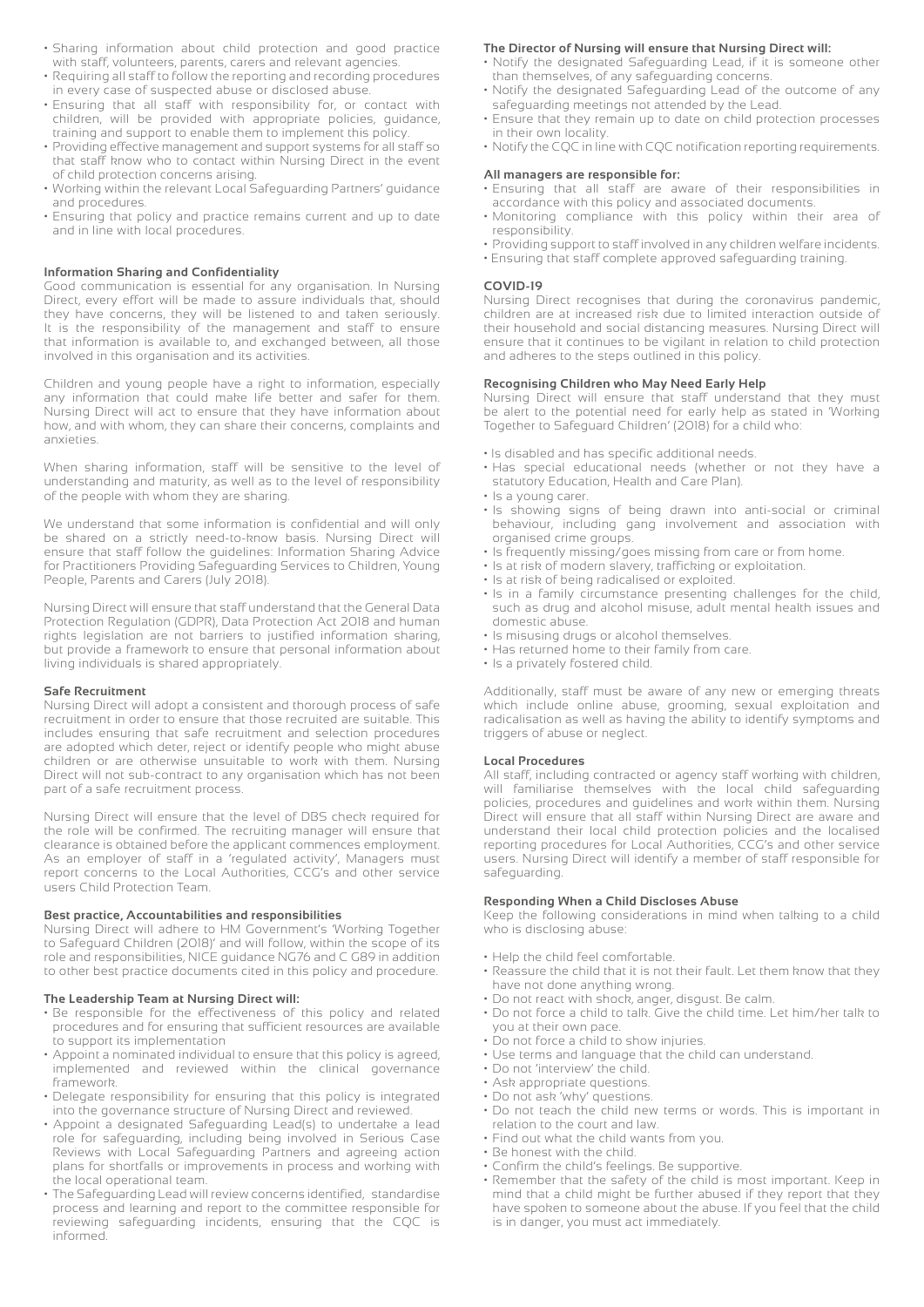- Sharing information about child protection and good practice with staff, volunteers, parents, carers and relevant agencies.
- Requiring all staff to follow the reporting and recording procedures in every case of suspected abuse or disclosed abuse.
- Ensuring that all staff with responsibility for, or contact with children, will be provided with appropriate policies, guidance, training and support to enable them to implement this policy.
- Providing effective management and support systems for all staff so that staff know who to contact within Nursing Direct in the event of child protection concerns arising.
- Working within the relevant Local Safeguarding Partners' guidance and procedures.
- Ensuring that policy and practice remains current and up to date and in line with local procedures.

**Information Sharing and Confidentiality**

Good communication is essential for any organisation. In Nursing Direct, every effort will be made to assure individuals that, should they have concerns, they will be listened to and taken seriously. It is the responsibility of the management and staff to ensure that information is available to, and exchanged between, all those involved in this organisation and its activities.

Children and young people have a right to information, especially any information that could make life better and safer for them. Nursing Direct will act to ensure that they have information about how, and with whom, they can share their concerns, complaints and anxieties.

When sharing information, staff will be sensitive to the level of understanding and maturity, as well as to the level of responsibility of the people with whom they are sharing.

We understand that some information is confidential and will only be shared on a strictly need-to-know basis. Nursing Direct will ensure that staff follow the guidelines: Information Sharing Advice for Practitioners Providing Safeguarding Services to Children, Young People, Parents and Carers (July 2018).

Nursing Direct will ensure that staff understand that the General Data Protection Regulation (GDPR), Data Protection Act 2018 and human rights legislation are not barriers to justified information sharing, but provide a framework to ensure that personal information about living individuals is shared appropriately.

**Safe Recruitment**

Nursing Direct will adopt a consistent and thorough process of safe recruitment in order to ensure that those recruited are suitable. This includes ensuring that safe recruitment and selection procedures are adopted which deter, reject or identify people who might abuse children or are otherwise unsuitable to work with them. Nursing Direct will not sub-contract to any organisation which has not been part of a safe recruitment process.

Nursing Direct will ensure that the level of DBS check required for the role will be confirmed. The recruiting manager will ensure that clearance is obtained before the applicant commences employment. As an employer of staff in a 'regulated activity', Managers must report concerns to the Local Authorities, CCG's and other service users Child Protection Team.

**Best practice, Accountabilities and responsibilities**

Nursing Direct will adhere to HM Government's 'Working Together to Safeguard Children (2018)' and will follow, within the scope of its role and responsibilities, NICE guidance NG76 and C G89 in addition to other best practice documents cited in this policy and procedure.

**The Leadership Team at Nursing Direct will:**

- Be responsible for the effectiveness of this policy and related procedures and for ensuring that sufficient resources are available to support its implementation
- Appoint a nominated individual to ensure that this policy is agreed, implemented and reviewed within the clinical governance framework.
- Delegate responsibility for ensuring that this policy is integrated into the governance structure of Nursing Direct and reviewed.
- Appoint a designated Safeguarding Lead(s) to undertake a lead role for safeguarding, including being involved in Serious Case Reviews with Local Safeguarding Partners and agreeing action plans for shortfalls or improvements in process and working with the local operational team.
- The Safeguarding Lead will review concerns identified, standardise process and learning and report to the committee responsible for reviewing safeguarding incidents, ensuring that the CQC is informed.

**The Director of Nursing will ensure that Nursing Direct will:**

- Notify the designated Safeguarding Lead, if it is someone other than themselves, of any safeguarding concerns.
- Notify the designated Safeguarding Lead of the outcome of any safeguarding meetings not attended by the Lead.
- Ensure that they remain up to date on child protection processes in their own locality.
- Notify the CQC in line with CQC notification reporting requirements.

**All managers are responsible for:**

- Ensuring that all staff are aware of their responsibilities in accordance with this policy and associated documents.
- Monitoring compliance with this policy within their area of responsibility.
- Providing support to staff involved in any children welfare incidents.
- Ensuring that staff complete approved safeguarding training.

**COVID-19**

Nursing Direct recognises that during the coronavirus pandemic, children are at increased risk due to limited interaction outside of their household and social distancing measures. Nursing Direct will ensure that it continues to be vigilant in relation to child protection and adheres to the steps outlined in this policy.

**Recognising Children who May Need Early Help**

Nursing Direct will ensure that staff understand that they must be alert to the potential need for early help as stated in 'Working Together to Safeguard Children' (2018) for a child who:

- Is disabled and has specific additional needs.
- Has special educational needs (whether or not they have a statutory Education, Health and Care Plan).
- Is a young carer.
- Is showing signs of being drawn into anti-social or criminal behaviour, including gang involvement and association with organised crime groups.
- Is frequently missing/goes missing from care or from home.
- Is at risk of modern slavery, trafficking or exploitation.
- Is at risk of being radicalised or exploited.
- Is in a family circumstance presenting challenges for the child, such as drug and alcohol misuse, adult mental health issues and domestic abuse.
- Is misusing drugs or alcohol themselves.
- Has returned home to their family from care.
- Is a privately fostered child.

Additionally, staff must be aware of any new or emerging threats which include online abuse, grooming, sexual exploitation and radicalisation as well as having the ability to identify symptoms and triggers of abuse or neglect.

**Local Procedures**

All staff, including contracted or agency staff working with children, will familiarise themselves with the local child safeguarding policies, procedures and guidelines and work within them. Nursing Direct will ensure that all staff within Nursing Direct are aware and understand their local child protection policies and the localised reporting procedures for Local Authorities, CCG's and other service users. Nursing Direct will identify a member of staff responsible for safeguarding.

**Responding When a Child Discloses Abuse**

Keep the following considerations in mind when talking to a child who is disclosing abuse:

- Help the child feel comfortable.
- Reassure the child that it is not their fault. Let them know that they have not done anything wrong.
- Do not react with shock, anger, disgust. Be calm.
- Do not force a child to talk. Give the child time. Let him/her talk to you at their own pace.
- Do not force a child to show injuries.
- Use terms and language that the child can understand.
- Do not 'interview' the child.
- Ask appropriate questions.
- Do not ask 'why' questions.
- Do not teach the child new terms or words. This is important in relation to the court and law.
- Find out what the child wants from you.
- Be honest with the child.
- Confirm the child's feelings. Be supportive.
- Remember that the safety of the child is most important. Keep in mind that a child might be further abused if they report that they have spoken to someone about the abuse. If you feel that the child is in danger, you must act immediately.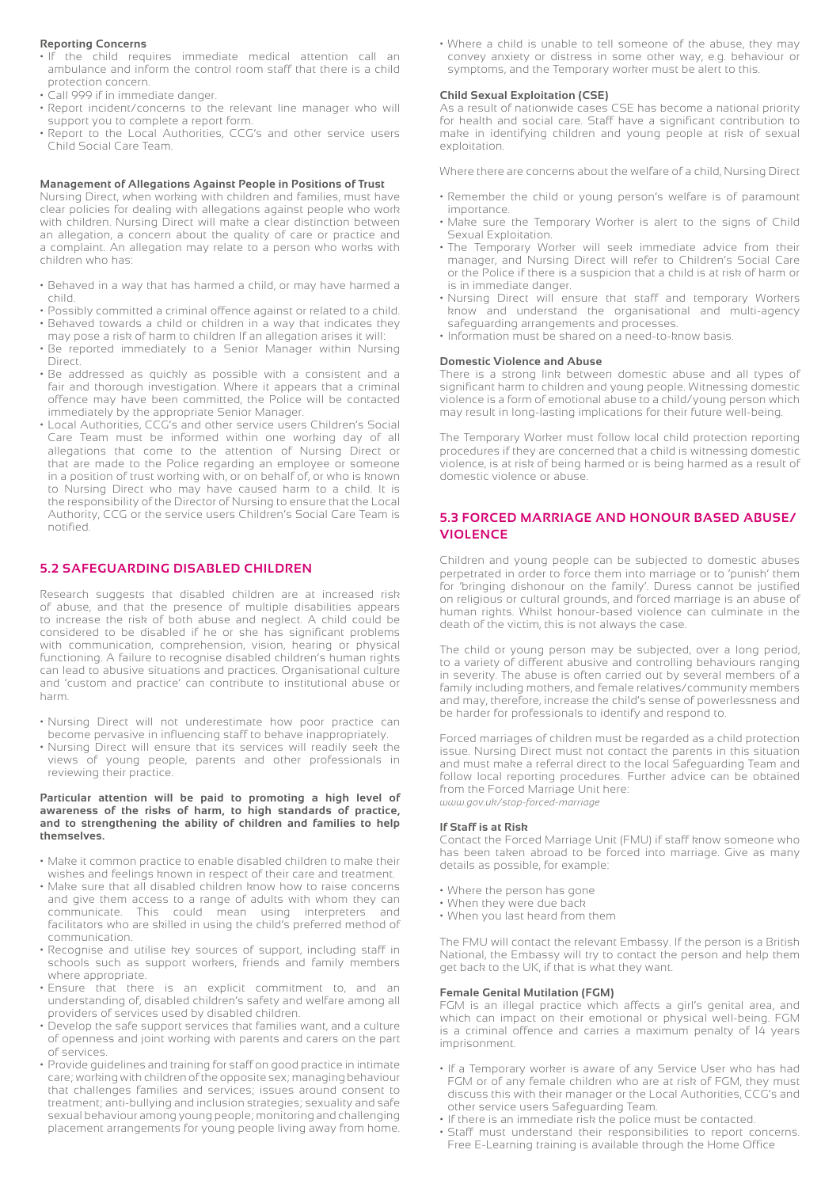**Reporting Concerns**

- If the child requires immediate medical attention call an ambulance and inform the control room staff that there is a child protection concern.
- Call 999 if in immediate danger.
- Report incident/concerns to the relevant line manager who will support you to complete a report form.
- Report to the Local Authorities, CCG's and other service users Child Social Care Team.

**Management of Allegations Against People in Positions of Trust**

Nursing Direct, when working with children and families, must have clear policies for dealing with allegations against people who work with children. Nursing Direct will make a clear distinction between an allegation, a concern about the quality of care or practice and a complaint. An allegation may relate to a person who works with children who has:

- Behaved in a way that has harmed a child, or may have harmed a child.
- Possibly committed a criminal offence against or related to a child.
- Behaved towards a child or children in a way that indicates they may pose a risk of harm to children If an allegation arises it will:
- Be reported immediately to a Senior Manager within Nursing Direct.
- Be addressed as quickly as possible with a consistent and a fair and thorough investigation. Where it appears that a criminal offence may have been committed, the Police will be contacted immediately by the appropriate Senior Manager.
- Local Authorities, CCG's and other service users Children's Social Care Team must be informed within one working day of all allegations that come to the attention of Nursing Direct or that are made to the Police regarding an employee or someone in a position of trust working with, or on behalf of, or who is known to Nursing Direct who may have caused harm to a child. It is the responsibility of the Director of Nursing to ensure that the Local Authority, CCG or the service users Children's Social Care Team is notified.

## 5.2 SAFEGUARDING DISABLED CHILDREN

Research suggests that disabled children are at increased risk of abuse, and that the presence of multiple disabilities appears to increase the risk of both abuse and neglect. A child could be considered to be disabled if he or she has significant problems with communication, comprehension, vision, hearing or physical functioning. A failure to recognise disabled children's human rights can lead to abusive situations and practices. Organisational culture and 'custom and practice' can contribute to institutional abuse or harm.

- Nursing Direct will not underestimate how poor practice can become pervasive in influencing staff to behave inappropriately.
- Nursing Direct will ensure that its services will readily seek the views of young people, parents and other professionals in reviewing their practice.

**Particular attention will be paid to promoting a high level of awareness of the risks of harm, to high standards of practice, and to strengthening the ability of children and families to help themselves.**

- Make it common practice to enable disabled children to make their wishes and feelings known in respect of their care and treatment.
- Make sure that all disabled children know how to raise concerns and give them access to a range of adults with whom they can communicate. This could mean using interpreters and facilitators who are skilled in using the child's preferred method of communication.
- Recognise and utilise key sources of support, including staff in schools such as support workers, friends and family members where appropriate.
- Ensure that there is an explicit commitment to, and an understanding of, disabled children's safety and welfare among all providers of services used by disabled children.
- Develop the safe support services that families want, and a culture of openness and joint working with parents and carers on the part of services.
- Provide guidelines and training for staff on good practice in intimate care; working with children of the opposite sex; managing behaviour that challenges families and services; issues around consent to treatment; anti-bullying and inclusion strategies; sexuality and safe sexual behaviour among young people; monitoring and challenging placement arrangements for young people living away from home.
- Where a child is unable to tell someone of the abuse, they may convey anxiety or distress in some other way, e.g. behaviour or symptoms, and the Temporary worker must be alert to this.

**Child Sexual Exploitation (CSE)**

As a result of nationwide cases CSE has become a national priority for health and social care. Staff have a significant contribution to make in identifying children and young people at risk of sexual exploitation.

Where there are concerns about the welfare of a child, Nursing Direct

- Remember the child or young person's welfare is of paramount importance.
- Make sure the Temporary Worker is alert to the signs of Child Sexual Exploitation.
- The Temporary Worker will seek immediate advice from their manager, and Nursing Direct will refer to Children's Social Care or the Police if there is a suspicion that a child is at risk of harm or is in immediate danger.
- Nursing Direct will ensure that staff and temporary Workers know and understand the organisational and multi-agency safeguarding arrangements and processes.
- Information must be shared on a need-to-know basis.

**Domestic Violence and Abuse**

There is a strong link between domestic abuse and all types of significant harm to children and young people. Witnessing domestic violence is a form of emotional abuse to a child/young person which may result in long-lasting implications for their future well-being.

The Temporary Worker must follow local child protection reporting procedures if they are concerned that a child is witnessing domestic violence, is at risk of being harmed or is being harmed as a result of domestic violence or abuse.

## 5.3 FORCED MARRIAGE AND HONOUR BASED ABUSE/ VIOLENCE

Children and young people can be subjected to domestic abuses perpetrated in order to force them into marriage or to 'punish' them for 'bringing dishonour on the family'. Duress cannot be justified on religious or cultural grounds, and forced marriage is an abuse of human rights. Whilst honour-based violence can culminate in the death of the victim, this is not always the case.

The child or young person may be subjected, over a long period, to a variety of different abusive and controlling behaviours ranging in severity. The abuse is often carried out by several members of a family including mothers, and female relatives/community members and may, therefore, increase the child's sense of powerlessness and be harder for professionals to identify and respond to.

Forced marriages of children must be regarded as a child protection issue. Nursing Direct must not contact the parents in this situation and must make a referral direct to the local Safeguarding Team and follow local reporting procedures. Further advice can be obtained from the Forced Marriage Unit here:
*www.gov.uk/stop-forced-marriage*

**If Staff is at Risk**

Contact the Forced Marriage Unit (FMU) if staff know someone who has been taken abroad to be forced into marriage. Give as many details as possible, for example:

- Where the person has gone
- When they were due back
- When you last heard from them

The FMU will contact the relevant Embassy. If the person is a British National, the Embassy will try to contact the person and help them get back to the UK, if that is what they want.

**Female Genital Mutilation (FGM)**

FGM is an illegal practice which affects a girl's genital area, and which can impact on their emotional or physical well-being. FGM is a criminal offence and carries a maximum penalty of 14 years imprisonment.

- If a Temporary worker is aware of any Service User who has had FGM or of any female children who are at risk of FGM, they must discuss this with their manager or the Local Authorities, CCG's and other service users Safeguarding Team.
- If there is an immediate risk the police must be contacted.
- Staff must understand their responsibilities to report concerns. Free E-Learning training is available through the Home Office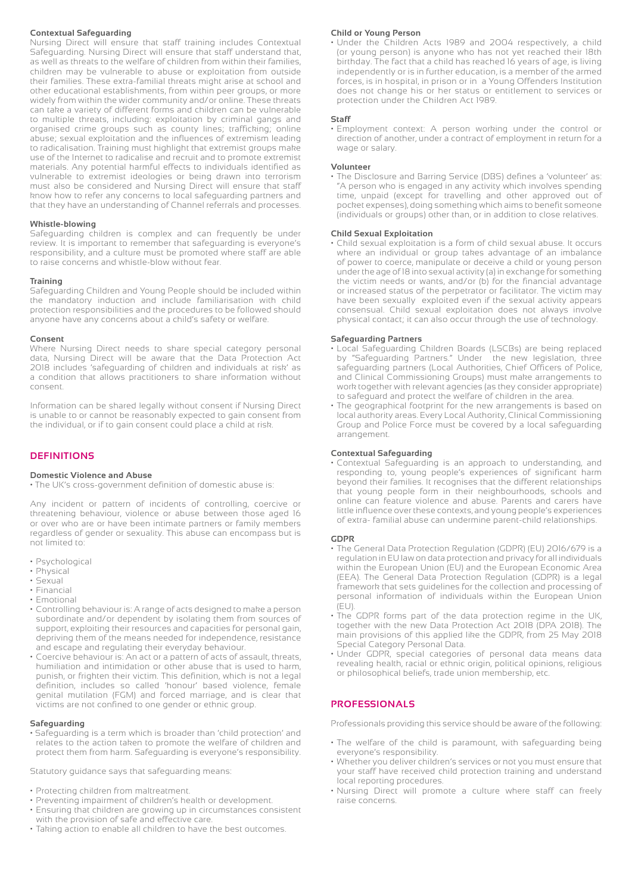### Contextual Safeguarding

Nursing Direct will ensure that staff training includes Contextual Safeguarding. Nursing Direct will ensure that staff understand that, as well as threats to the welfare of children from within their families, children may be vulnerable to abuse or exploitation from outside their families. These extra-familial threats might arise at school and other educational establishments, from within peer groups, or more widely from within the wider community and/or online. These threats can take a variety of different forms and children can be vulnerable to multiple threats, including: exploitation by criminal gangs and organised crime groups such as county lines; trafficking; online abuse; sexual exploitation and the influences of extremism leading to radicalisation. Training must highlight that extremist groups make use of the Internet to radicalise and recruit and to promote extremist materials. Any potential harmful effects to individuals identified as vulnerable to extremist ideologies or being drawn into terrorism must also be considered and Nursing Direct will ensure that staff know how to refer any concerns to local safeguarding partners and that they have an understanding of Channel referrals and processes.

### Whistle-blowing

Safeguarding children is complex and can frequently be under review. It is important to remember that safeguarding is everyone's responsibility, and a culture must be promoted where staff are able to raise concerns and whistle-blow without fear.

### Training

Safeguarding Children and Young People should be included within the mandatory induction and include familiarisation with child protection responsibilities and the procedures to be followed should anyone have any concerns about a child's safety or welfare.

### Consent

Where Nursing Direct needs to share special category personal data, Nursing Direct will be aware that the Data Protection Act 2018 includes 'safeguarding of children and individuals at risk' as a condition that allows practitioners to share information without consent.

Information can be shared legally without consent if Nursing Direct is unable to or cannot be reasonably expected to gain consent from the individual, or if to gain consent could place a child at risk.

## DEFINITIONS

### Domestic Violence and Abuse

- The UK's cross-government definition of domestic abuse is:

Any incident or pattern of incidents of controlling, coercive or threatening behaviour, violence or abuse between those aged 16 or over who are or have been intimate partners or family members regardless of gender or sexuality. This abuse can encompass but is not limited to:

- Psychological
- Physical
- Sexual
- Financial
- Emotional
- Controlling behaviour is: A range of acts designed to make a person subordinate and/or dependent by isolating them from sources of support, exploiting their resources and capacities for personal gain, depriving them of the means needed for independence, resistance and escape and regulating their everyday behaviour.
- Coercive behaviour is: An act or a pattern of acts of assault, threats, humiliation and intimidation or other abuse that is used to harm, punish, or frighten their victim. This definition, which is not a legal definition, includes so called 'honour' based violence, female genital mutilation (FGM) and forced marriage, and is clear that victims are not confined to one gender or ethnic group.

### Safeguarding

- Safeguarding is a term which is broader than 'child protection' and relates to the action taken to promote the welfare of children and protect them from harm. Safeguarding is everyone's responsibility.

Statutory guidance says that safeguarding means:

- Protecting children from maltreatment.
- Preventing impairment of children's health or development.
- Ensuring that children are growing up in circumstances consistent with the provision of safe and effective care.
- Taking action to enable all children to have the best outcomes.

### Child or Young Person

- Under the Children Acts 1989 and 2004 respectively, a child (or young person) is anyone who has not yet reached their 18th birthday. The fact that a child has reached 16 years of age, is living independently or is in further education, is a member of the armed forces, is in hospital, in prison or in a Young Offenders Institution does not change his or her status or entitlement to services or protection under the Children Act 1989.

### Staff

- Employment context: A person working under the control or direction of another, under a contract of employment in return for a wage or salary.

### Volunteer

- The Disclosure and Barring Service (DBS) defines a 'volunteer' as: "A person who is engaged in any activity which involves spending time, unpaid (except for travelling and other approved out of pocket expenses), doing something which aims to benefit someone (individuals or groups) other than, or in addition to close relatives.

### Child Sexual Exploitation

- Child sexual exploitation is a form of child sexual abuse. It occurs where an individual or group takes advantage of an imbalance of power to coerce, manipulate or deceive a child or young person under the age of 18 into sexual activity (a) in exchange for something the victim needs or wants, and/or (b) for the financial advantage or increased status of the perpetrator or facilitator. The victim may have been sexually exploited even if the sexual activity appears consensual. Child sexual exploitation does not always involve physical contact; it can also occur through the use of technology.

### Safeguarding Partners

- Local Safeguarding Children Boards (LSCBs) are being replaced by "Safeguarding Partners." Under the new legislation, three safeguarding partners (Local Authorities, Chief Officers of Police, and Clinical Commissioning Groups) must make arrangements to work together with relevant agencies (as they consider appropriate) to safeguard and protect the welfare of children in the area.
- The geographical footprint for the new arrangements is based on local authority areas. Every Local Authority, Clinical Commissioning Group and Police Force must be covered by a local safeguarding arrangement.

### Contextual Safeguarding

- Contextual Safeguarding is an approach to understanding, and responding to, young people's experiences of significant harm beyond their families. It recognises that the different relationships that young people form in their neighbourhoods, schools and online can feature violence and abuse. Parents and carers have little influence over these contexts, and young people's experiences of extra- familial abuse can undermine parent-child relationships.

### GDPR

- The General Data Protection Regulation (GDPR) (EU) 2016/679 is a regulation in EU law on data protection and privacy for all individuals within the European Union (EU) and the European Economic Area (EEA). The General Data Protection Regulation (GDPR) is a legal framework that sets guidelines for the collection and processing of personal information of individuals within the European Union (EU).
- The GDPR forms part of the data protection regime in the UK, together with the new Data Protection Act 2018 (DPA 2018). The main provisions of this applied like the GDPR, from 25 May 2018 Special Category Personal Data.
- Under GDPR, special categories of personal data means data revealing health, racial or ethnic origin, political opinions, religious or philosophical beliefs, trade union membership, etc.

## PROFESSIONALS

Professionals providing this service should be aware of the following:

- The welfare of the child is paramount, with safeguarding being everyone's responsibility.
- Whether you deliver children's services or not you must ensure that your staff have received child protection training and understand local reporting procedures.
- Nursing Direct will promote a culture where staff can freely raise concerns.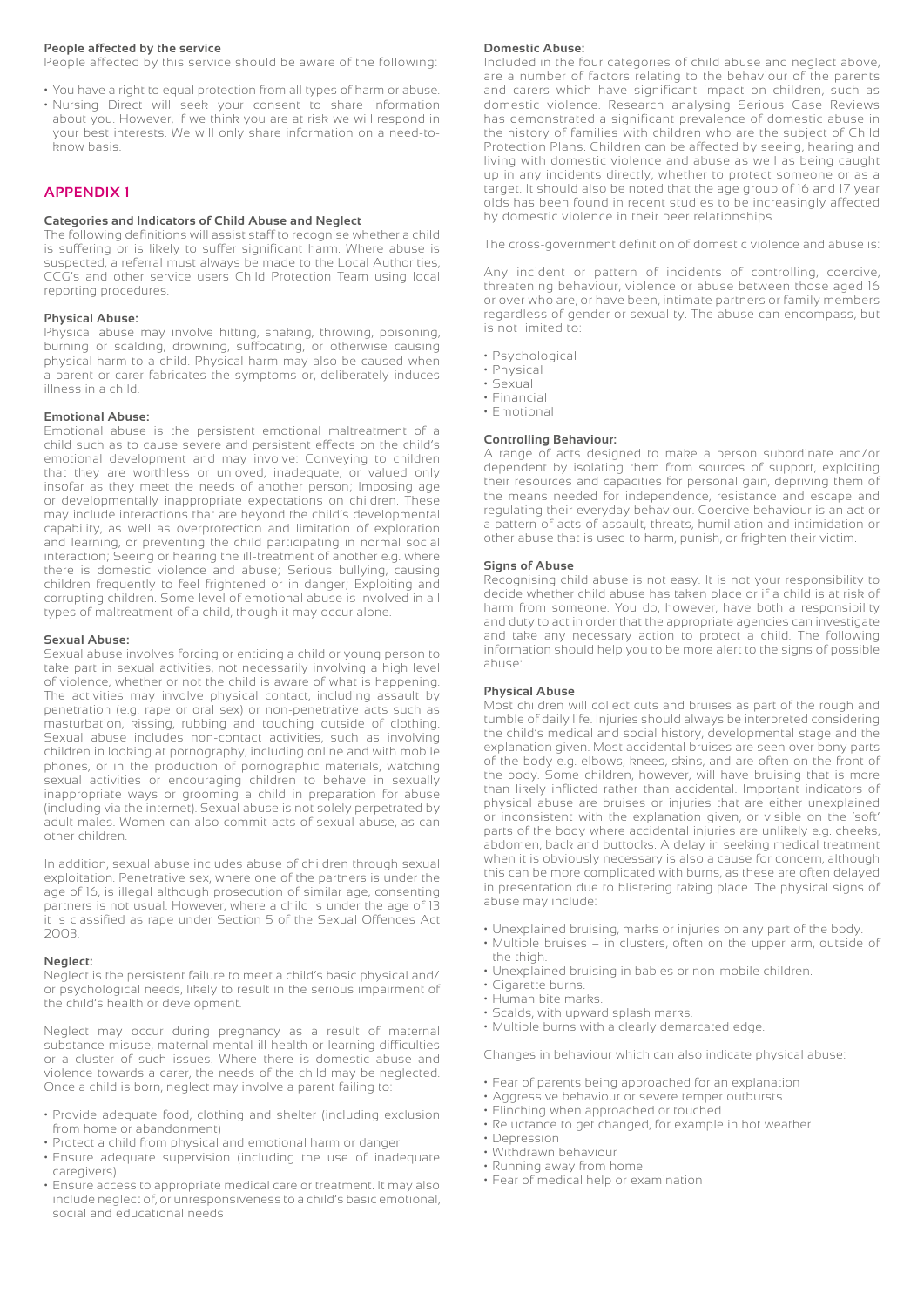**People affected by the service**

People affected by this service should be aware of the following:

- You have a right to equal protection from all types of harm or abuse.
- Nursing Direct will seek your consent to share information about you. However, if we think you are at risk we will respond in your best interests. We will only share information on a need-to-know basis.

## APPENDIX 1

### Categories and Indicators of Child Abuse and Neglect

The following definitions will assist staff to recognise whether a child is suffering or is likely to suffer significant harm. Where abuse is suspected, a referral must always be made to the Local Authorities, CCG's and other service users Child Protection Team using local reporting procedures.

**Physical Abuse:**

Physical abuse may involve hitting, shaking, throwing, poisoning, burning or scalding, drowning, suffocating, or otherwise causing physical harm to a child. Physical harm may also be caused when a parent or carer fabricates the symptoms or, deliberately induces illness in a child.

**Emotional Abuse:**

Emotional abuse is the persistent emotional maltreatment of a child such as to cause severe and persistent effects on the child's emotional development and may involve: Conveying to children that they are worthless or unloved, inadequate, or valued only insofar as they meet the needs of another person; Imposing age or developmentally inappropriate expectations on children. These may include interactions that are beyond the child's developmental capability, as well as overprotection and limitation of exploration and learning, or preventing the child participating in normal social interaction; Seeing or hearing the ill-treatment of another e.g. where there is domestic violence and abuse; Serious bullying, causing children frequently to feel frightened or in danger; Exploiting and corrupting children. Some level of emotional abuse is involved in all types of maltreatment of a child, though it may occur alone.

**Sexual Abuse:**

Sexual abuse involves forcing or enticing a child or young person to take part in sexual activities, not necessarily involving a high level of violence, whether or not the child is aware of what is happening. The activities may involve physical contact, including assault by penetration (e.g. rape or oral sex) or non-penetrative acts such as masturbation, kissing, rubbing and touching outside of clothing. Sexual abuse includes non-contact activities, such as involving children in looking at pornography, including online and with mobile phones, or in the production of pornographic materials, watching sexual activities or encouraging children to behave in sexually inappropriate ways or grooming a child in preparation for abuse (including via the internet). Sexual abuse is not solely perpetrated by adult males. Women can also commit acts of sexual abuse, as can other children.

In addition, sexual abuse includes abuse of children through sexual exploitation. Penetrative sex, where one of the partners is under the age of 16, is illegal although prosecution of similar age, consenting partners is not usual. However, where a child is under the age of 13 it is classified as rape under Section 5 of the Sexual Offences Act 2003.

**Neglect:**

Neglect is the persistent failure to meet a child's basic physical and/or psychological needs, likely to result in the serious impairment of the child's health or development.

Neglect may occur during pregnancy as a result of maternal substance misuse, maternal mental ill health or learning difficulties or a cluster of such issues. Where there is domestic abuse and violence towards a carer, the needs of the child may be neglected. Once a child is born, neglect may involve a parent failing to:

- Provide adequate food, clothing and shelter (including exclusion from home or abandonment)
- Protect a child from physical and emotional harm or danger
- Ensure adequate supervision (including the use of inadequate caregivers)
- Ensure access to appropriate medical care or treatment. It may also include neglect of, or unresponsiveness to a child's basic emotional, social and educational needs

**Domestic Abuse:**

Included in the four categories of child abuse and neglect above, are a number of factors relating to the behaviour of the parents and carers which have significant impact on children, such as domestic violence. Research analysing Serious Case Reviews has demonstrated a significant prevalence of domestic abuse in the history of families with children who are the subject of Child Protection Plans. Children can be affected by seeing, hearing and living with domestic violence and abuse as well as being caught up in any incidents directly, whether to protect someone or as a target. It should also be noted that the age group of 16 and 17 year olds has been found in recent studies to be increasingly affected by domestic violence in their peer relationships.

The cross-government definition of domestic violence and abuse is:

Any incident or pattern of incidents of controlling, coercive, threatening behaviour, violence or abuse between those aged 16 or over who are, or have been, intimate partners or family members regardless of gender or sexuality. The abuse can encompass, but is not limited to:

- Psychological
- Physical
- Sexual
- Financial
- Emotional

**Controlling Behaviour:**

A range of acts designed to make a person subordinate and/or dependent by isolating them from sources of support, exploiting their resources and capacities for personal gain, depriving them of the means needed for independence, resistance and escape and regulating their everyday behaviour. Coercive behaviour is an act or a pattern of acts of assault, threats, humiliation and intimidation or other abuse that is used to harm, punish, or frighten their victim.

**Signs of Abuse**

Recognising child abuse is not easy. It is not your responsibility to decide whether child abuse has taken place or if a child is at risk of harm from someone. You do, however, have both a responsibility and duty to act in order that the appropriate agencies can investigate and take any necessary action to protect a child. The following information should help you to be more alert to the signs of possible abuse:

**Physical Abuse**

Most children will collect cuts and bruises as part of the rough and tumble of daily life. Injuries should always be interpreted considering the child's medical and social history, developmental stage and the explanation given. Most accidental bruises are seen over bony parts of the body e.g. elbows, knees, shins, and are often on the front of the body. Some children, however, will have bruising that is more than likely inflicted rather than accidental. Important indicators of physical abuse are bruises or injuries that are either unexplained or inconsistent with the explanation given, or visible on the 'soft' parts of the body where accidental injuries are unlikely e.g. cheeks, abdomen, back and buttocks. A delay in seeking medical treatment when it is obviously necessary is also a cause for concern, although this can be more complicated with burns, as these are often delayed in presentation due to blistering taking place. The physical signs of abuse may include:

- Unexplained bruising, marks or injuries on any part of the body.
- Multiple bruises – in clusters, often on the upper arm, outside of the thigh.
- Unexplained bruising in babies or non-mobile children.
- Cigarette burns.
- Human bite marks.
- Scalds, with upward splash marks.
- Multiple burns with a clearly demarcated edge.

Changes in behaviour which can also indicate physical abuse:

- Fear of parents being approached for an explanation
- Aggressive behaviour or severe temper outbursts
- Flinching when approached or touched
- Reluctance to get changed, for example in hot weather
- Depression
- Withdrawn behaviour
- Running away from home
- Fear of medical help or examination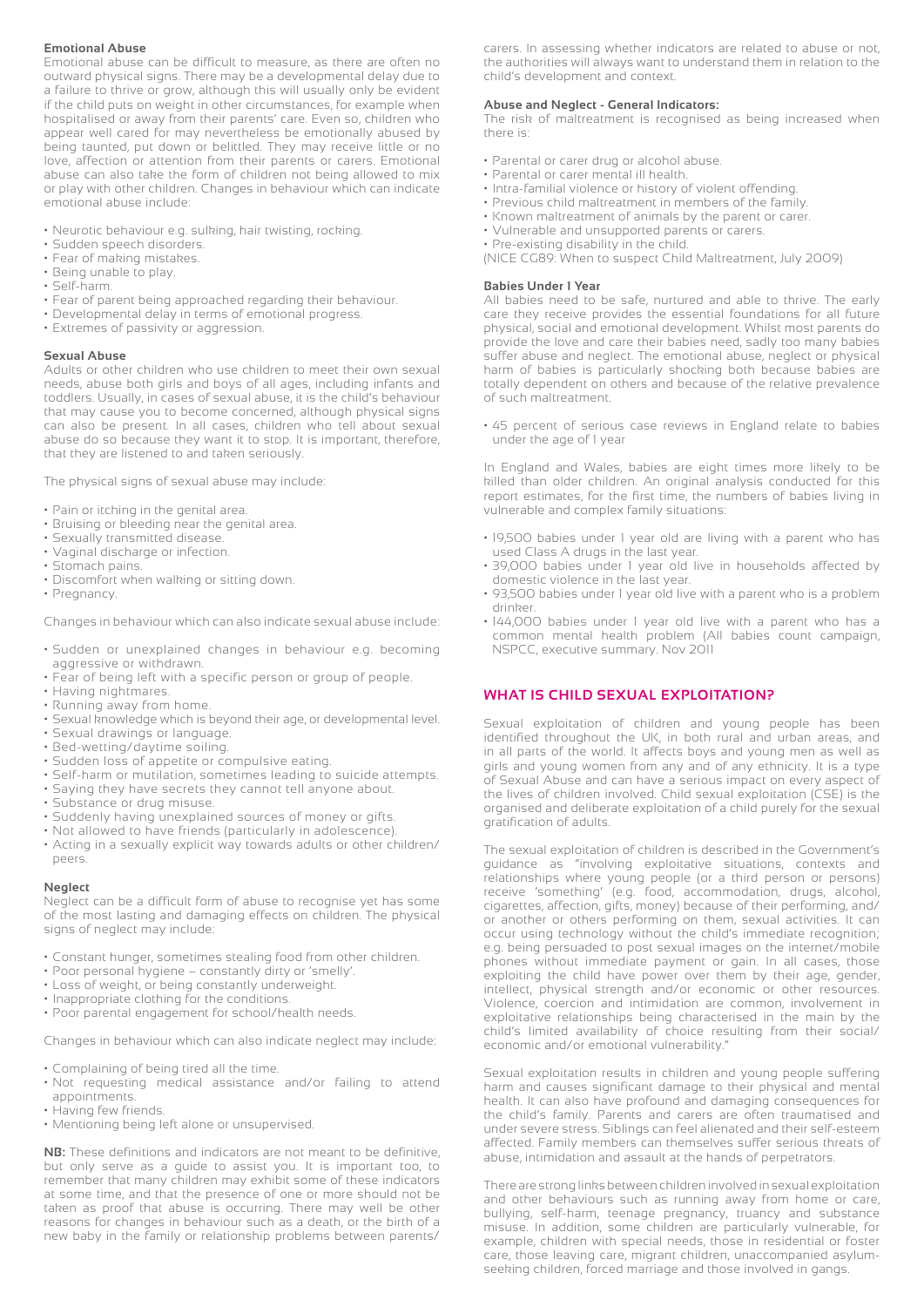### Emotional Abuse

Emotional abuse can be difficult to measure, as there are often no outward physical signs. There may be a developmental delay due to a failure to thrive or grow, although this will usually only be evident if the child puts on weight in other circumstances, for example when hospitalised or away from their parents' care. Even so, children who appear well cared for may nevertheless be emotionally abused by being taunted, put down or belittled. They may receive little or no love, affection or attention from their parents or carers. Emotional abuse can also take the form of children not being allowed to mix or play with other children. Changes in behaviour which can indicate emotional abuse include:

- Neurotic behaviour e.g. sulking, hair twisting, rocking.
- Sudden speech disorders.
- Fear of making mistakes.
- Being unable to play.
- Self-harm.
- Fear of parent being approached regarding their behaviour.
- Developmental delay in terms of emotional progress.
- Extremes of passivity or aggression.

### Sexual Abuse

Adults or other children who use children to meet their own sexual needs, abuse both girls and boys of all ages, including infants and toddlers. Usually, in cases of sexual abuse, it is the child's behaviour that may cause you to become concerned, although physical signs can also be present. In all cases, children who tell about sexual abuse do so because they want it to stop. It is important, therefore, that they are listened to and taken seriously.

The physical signs of sexual abuse may include:

- Pain or itching in the genital area.
- Bruising or bleeding near the genital area.
- Sexually transmitted disease.
- Vaginal discharge or infection.
- Stomach pains.
- Discomfort when walking or sitting down.
- Pregnancy.

Changes in behaviour which can also indicate sexual abuse include:

- Sudden or unexplained changes in behaviour e.g. becoming aggressive or withdrawn.
- Fear of being left with a specific person or group of people.
- Having nightmares.
- Running away from home.
- Sexual knowledge which is beyond their age, or developmental level.
- Sexual drawings or language.
- Bed-wetting/daytime soiling.
- Sudden loss of appetite or compulsive eating.
- Self-harm or mutilation, sometimes leading to suicide attempts.
- Saying they have secrets they cannot tell anyone about.
- Substance or drug misuse.
- Suddenly having unexplained sources of money or gifts.
- Not allowed to have friends (particularly in adolescence).
- Acting in a sexually explicit way towards adults or other children/ peers.

### Neglect

Neglect can be a difficult form of abuse to recognise yet has some of the most lasting and damaging effects on children. The physical signs of neglect may include:

- Constant hunger, sometimes stealing food from other children.
- Poor personal hygiene – constantly dirty or 'smelly'.
- Loss of weight, or being constantly underweight.
- Inappropriate clothing for the conditions.
- Poor parental engagement for school/health needs.

Changes in behaviour which can also indicate neglect may include:

- Complaining of being tired all the time.
- Not requesting medical assistance and/or failing to attend appointments.
- Having few friends.
- Mentioning being left alone or unsupervised.

**NB:** These definitions and indicators are not meant to be definitive, but only serve as a guide to assist you. It is important too, to remember that many children may exhibit some of these indicators at some time, and that the presence of one or more should not be taken as proof that abuse is occurring. There may well be other reasons for changes in behaviour such as a death, or the birth of a new baby in the family or relationship problems between parents/ carers. In assessing whether indicators are related to abuse or not, the authorities will always want to understand them in relation to the child's development and context.

### Abuse and Neglect - General Indicators:

The risk of maltreatment is recognised as being increased when there is:

- Parental or carer drug or alcohol abuse.
- Parental or carer mental ill health.
- Intra-familial violence or history of violent offending.
- Previous child maltreatment in members of the family.
- Known maltreatment of animals by the parent or carer.
- Vulnerable and unsupported parents or carers.
- Pre-existing disability in the child.

(NICE CG89: When to suspect Child Maltreatment, July 2009)

### Babies Under 1 Year

All babies need to be safe, nurtured and able to thrive. The early care they receive provides the essential foundations for all future physical, social and emotional development. Whilst most parents do provide the love and care their babies need, sadly too many babies suffer abuse and neglect. The emotional abuse, neglect or physical harm of babies is particularly shocking both because babies are totally dependent on others and because of the relative prevalence of such maltreatment.

- 45 percent of serious case reviews in England relate to babies under the age of 1 year

In England and Wales, babies are eight times more likely to be killed than older children. An original analysis conducted for this report estimates, for the first time, the numbers of babies living in vulnerable and complex family situations:

- 19,500 babies under 1 year old are living with a parent who has used Class A drugs in the last year.
- 39,000 babies under 1 year old live in households affected by domestic violence in the last year.
- 93,500 babies under 1 year old live with a parent who is a problem drinker.
- 144,000 babies under 1 year old live with a parent who has a common mental health problem (All babies count campaign, NSPCC, executive summary. Nov 2011

## WHAT IS CHILD SEXUAL EXPLOITATION?

Sexual exploitation of children and young people has been identified throughout the UK, in both rural and urban areas, and in all parts of the world. It affects boys and young men as well as girls and young women from any and of any ethnicity. It is a type of Sexual Abuse and can have a serious impact on every aspect of the lives of children involved. Child sexual exploitation (CSE) is the organised and deliberate exploitation of a child purely for the sexual gratification of adults.

The sexual exploitation of children is described in the Government's guidance as "involving exploitative situations, contexts and relationships where young people (or a third person or persons) receive 'something' (e.g. food, accommodation, drugs, alcohol, cigarettes, affection, gifts, money) because of their performing, and/ or another or others performing on them, sexual activities. It can occur using technology without the child's immediate recognition; e.g. being persuaded to post sexual images on the internet/mobile phones without immediate payment or gain. In all cases, those exploiting the child have power over them by their age, gender, intellect, physical strength and/or economic or other resources. Violence, coercion and intimidation are common, involvement in exploitative relationships being characterised in the main by the child's limited availability of choice resulting from their social/ economic and/or emotional vulnerability."

Sexual exploitation results in children and young people suffering harm and causes significant damage to their physical and mental health. It can also have profound and damaging consequences for the child's family. Parents and carers are often traumatised and under severe stress. Siblings can feel alienated and their self-esteem affected. Family members can themselves suffer serious threats of abuse, intimidation and assault at the hands of perpetrators.

There are strong links between children involved in sexual exploitation and other behaviours such as running away from home or care, bullying, self-harm, teenage pregnancy, truancy and substance misuse. In addition, some children are particularly vulnerable, for example, children with special needs, those in residential or foster care, those leaving care, migrant children, unaccompanied asylum-seeking children, forced marriage and those involved in gangs.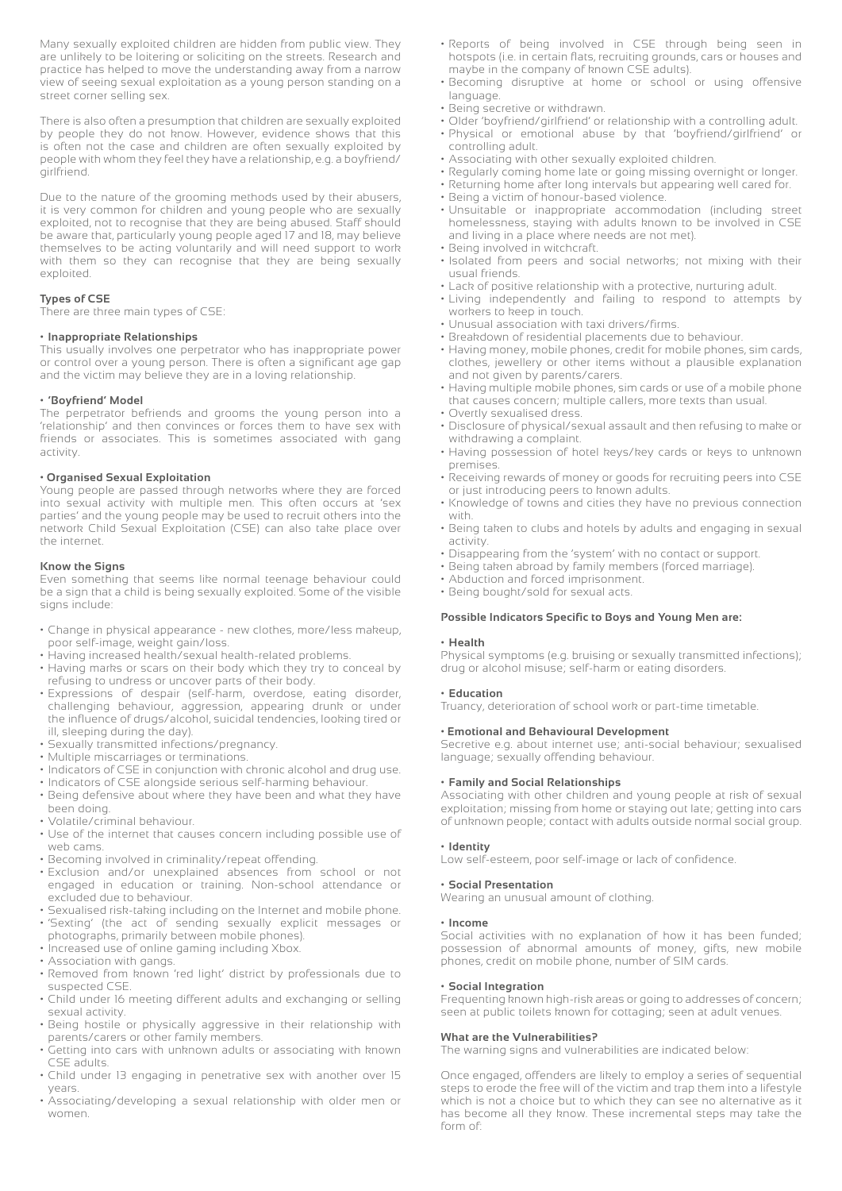Many sexually exploited children are hidden from public view. They are unlikely to be loitering or soliciting on the streets. Research and practice has helped to move the understanding away from a narrow view of seeing sexual exploitation as a young person standing on a street corner selling sex.

There is also often a presumption that children are sexually exploited by people they do not know. However, evidence shows that this is often not the case and children are often sexually exploited by people with whom they feel they have a relationship, e.g. a boyfriend/girlfriend.

Due to the nature of the grooming methods used by their abusers, it is very common for children and young people who are sexually exploited, not to recognise that they are being abused. Staff should be aware that, particularly young people aged 17 and 18, may believe themselves to be acting voluntarily and will need support to work with them so they can recognise that they are being sexually exploited.

**Types of CSE**

There are three main types of CSE:

**• Inappropriate Relationships**

This usually involves one perpetrator who has inappropriate power or control over a young person. There is often a significant age gap and the victim may believe they are in a loving relationship.

**• 'Boyfriend' Model**

The perpetrator befriends and grooms the young person into a 'relationship' and then convinces or forces them to have sex with friends or associates. This is sometimes associated with gang activity.

**• Organised Sexual Exploitation**

Young people are passed through networks where they are forced into sexual activity with multiple men. This often occurs at 'sex parties' and the young people may be used to recruit others into the network Child Sexual Exploitation (CSE) can also take place over the internet.

**Know the Signs**

Even something that seems like normal teenage behaviour could be a sign that a child is being sexually exploited. Some of the visible signs include:

- Change in physical appearance - new clothes, more/less makeup, poor self-image, weight gain/loss.
- Having increased health/sexual health-related problems.
- Having marks or scars on their body which they try to conceal by refusing to undress or uncover parts of their body.
- Expressions of despair (self-harm, overdose, eating disorder, challenging behaviour, aggression, appearing drunk or under the influence of drugs/alcohol, suicidal tendencies, looking tired or ill, sleeping during the day).
- Sexually transmitted infections/pregnancy.
- Multiple miscarriages or terminations.
- Indicators of CSE in conjunction with chronic alcohol and drug use.
- Indicators of CSE alongside serious self-harming behaviour.
- Being defensive about where they have been and what they have been doing.
- Volatile/criminal behaviour.
- Use of the internet that causes concern including possible use of web cams.
- Becoming involved in criminality/repeat offending.
- Exclusion and/or unexplained absences from school or not engaged in education or training. Non-school attendance or excluded due to behaviour.
- Sexualised risk-taking including on the Internet and mobile phone.
- 'Sexting' (the act of sending sexually explicit messages or photographs, primarily between mobile phones).
- Increased use of online gaming including Xbox.
- Association with gangs.
- Removed from known 'red light' district by professionals due to suspected CSE.
- Child under 16 meeting different adults and exchanging or selling sexual activity.
- Being hostile or physically aggressive in their relationship with parents/carers or other family members.
- Getting into cars with unknown adults or associating with known CSE adults.
- Child under 13 engaging in penetrative sex with another over 15 years.
- Associating/developing a sexual relationship with older men or women.
- Reports of being involved in CSE through being seen in hotspots (i.e. in certain flats, recruiting grounds, cars or houses and maybe in the company of known CSE adults).
- Becoming disruptive at home or school or using offensive language.
- Being secretive or withdrawn.
- Older 'boyfriend/girlfriend' or relationship with a controlling adult.
- Physical or emotional abuse by that 'boyfriend/girlfriend' or controlling adult.
- Associating with other sexually exploited children.
- Regularly coming home late or going missing overnight or longer.
- Returning home after long intervals but appearing well cared for.
- Being a victim of honour-based violence.
- Unsuitable or inappropriate accommodation (including street homelessness, staying with adults known to be involved in CSE and living in a place where needs are not met).
- Being involved in witchcraft.
- Isolated from peers and social networks; not mixing with their usual friends.
- Lack of positive relationship with a protective, nurturing adult.
- Living independently and failing to respond to attempts by workers to keep in touch.
- Unusual association with taxi drivers/firms.
- Breakdown of residential placements due to behaviour.
- Having money, mobile phones, credit for mobile phones, sim cards, clothes, jewellery or other items without a plausible explanation and not given by parents/carers.
- Having multiple mobile phones, sim cards or use of a mobile phone that causes concern; multiple callers, more texts than usual.
- Overtly sexualised dress.
- Disclosure of physical/sexual assault and then refusing to make or withdrawing a complaint.
- Having possession of hotel keys/key cards or keys to unknown premises.
- Receiving rewards of money or goods for recruiting peers into CSE or just introducing peers to known adults.
- Knowledge of towns and cities they have no previous connection with.
- Being taken to clubs and hotels by adults and engaging in sexual activity.
- Disappearing from the 'system' with no contact or support.
- Being taken abroad by family members (forced marriage).
- Abduction and forced imprisonment.
- Being bought/sold for sexual acts.

**Possible Indicators Specific to Boys and Young Men are:**

**• Health**

Physical symptoms (e.g. bruising or sexually transmitted infections); drug or alcohol misuse; self-harm or eating disorders.

**• Education**

Truancy, deterioration of school work or part-time timetable.

**• Emotional and Behavioural Development**

Secretive e.g. about internet use; anti-social behaviour; sexualised language; sexually offending behaviour.

**• Family and Social Relationships**

Associating with other children and young people at risk of sexual exploitation; missing from home or staying out late; getting into cars of unknown people; contact with adults outside normal social group.

**• Identity**

Low self-esteem, poor self-image or lack of confidence.

**• Social Presentation**

Wearing an unusual amount of clothing.

**• Income**

Social activities with no explanation of how it has been funded; possession of abnormal amounts of money, gifts, new mobile phones, credit on mobile phone, number of SIM cards.

**• Social Integration**

Frequenting known high-risk areas or going to addresses of concern; seen at public toilets known for cottaging; seen at adult venues.

**What are the Vulnerabilities?**

The warning signs and vulnerabilities are indicated below:

Once engaged, offenders are likely to employ a series of sequential steps to erode the free will of the victim and trap them into a lifestyle which is not a choice but to which they can see no alternative as it has become all they know. These incremental steps may take the form of: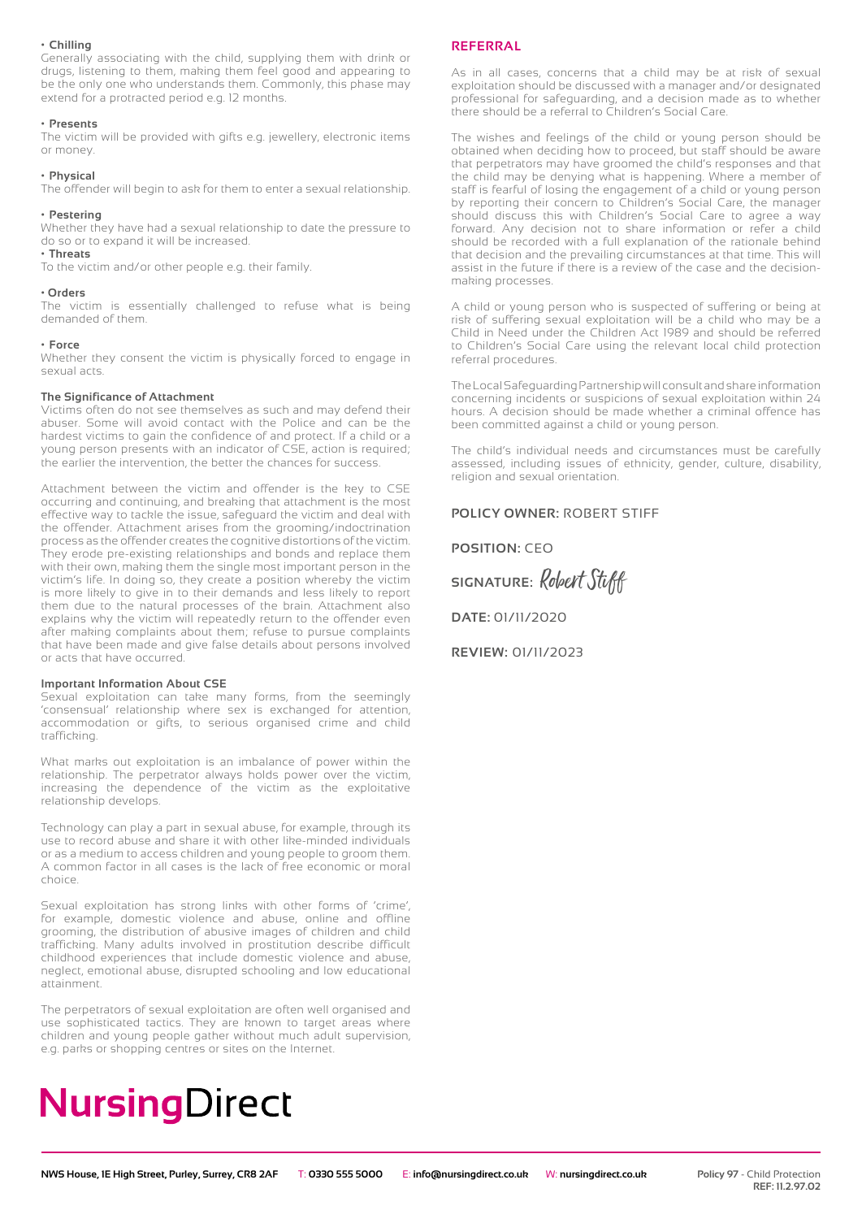- **Chilling**

Generally associating with the child, supplying them with drink or drugs, listening to them, making them feel good and appearing to be the only one who understands them. Commonly, this phase may extend for a protracted period e.g. 12 months.

- **Presents**

The victim will be provided with gifts e.g. jewellery, electronic items or money.

- **Physical**

The offender will begin to ask for them to enter a sexual relationship.

- **Pestering**

Whether they have had a sexual relationship to date the pressure to do so or to expand it will be increased.

- **Threats**

To the victim and/or other people e.g. their family.

- **Orders**

The victim is essentially challenged to refuse what is being demanded of them.

- **Force**

Whether they consent the victim is physically forced to engage in sexual acts.

**The Significance of Attachment**

Victims often do not see themselves as such and may defend their abuser. Some will avoid contact with the Police and can be the hardest victims to gain the confidence of and protect. If a child or a young person presents with an indicator of CSE, action is required; the earlier the intervention, the better the chances for success.

Attachment between the victim and offender is the key to CSE occurring and continuing, and breaking that attachment is the most effective way to tackle the issue, safeguard the victim and deal with the offender. Attachment arises from the grooming/indoctrination process as the offender creates the cognitive distortions of the victim. They erode pre-existing relationships and bonds and replace them with their own, making them the single most important person in the victim's life. In doing so, they create a position whereby the victim is more likely to give in to their demands and less likely to report them due to the natural processes of the brain. Attachment also explains why the victim will repeatedly return to the offender even after making complaints about them; refuse to pursue complaints that have been made and give false details about persons involved or acts that have occurred.

**Important Information About CSE**

Sexual exploitation can take many forms, from the seemingly 'consensual' relationship where sex is exchanged for attention, accommodation or gifts, to serious organised crime and child trafficking.

What marks out exploitation is an imbalance of power within the relationship. The perpetrator always holds power over the victim, increasing the dependence of the victim as the exploitative relationship develops.

Technology can play a part in sexual abuse, for example, through its use to record abuse and share it with other like-minded individuals or as a medium to access children and young people to groom them. A common factor in all cases is the lack of free economic or moral choice.

Sexual exploitation has strong links with other forms of 'crime', for example, domestic violence and abuse, online and offline grooming, the distribution of abusive images of children and child trafficking. Many adults involved in prostitution describe difficult childhood experiences that include domestic violence and abuse, neglect, emotional abuse, disrupted schooling and low educational attainment.

The perpetrators of sexual exploitation are often well organised and use sophisticated tactics. They are known to target areas where children and young people gather without much adult supervision, e.g. parks or shopping centres or sites on the Internet.

## REFERRAL

As in all cases, concerns that a child may be at risk of sexual exploitation should be discussed with a manager and/or designated professional for safeguarding, and a decision made as to whether there should be a referral to Children's Social Care.

The wishes and feelings of the child or young person should be obtained when deciding how to proceed, but staff should be aware that perpetrators may have groomed the child's responses and that the child may be denying what is happening. Where a member of staff is fearful of losing the engagement of a child or young person by reporting their concern to Children's Social Care, the manager should discuss this with Children's Social Care to agree a way forward. Any decision not to share information or refer a child should be recorded with a full explanation of the rationale behind that decision and the prevailing circumstances at that time. This will assist in the future if there is a review of the case and the decision-making processes.

A child or young person who is suspected of suffering or being at risk of suffering sexual exploitation will be a child who may be a Child in Need under the Children Act 1989 and should be referred to Children's Social Care using the relevant local child protection referral procedures.

The Local Safeguarding Partnership will consult and share information concerning incidents or suspicions of sexual exploitation within 24 hours. A decision should be made whether a criminal offence has been committed against a child or young person.

The child's individual needs and circumstances must be carefully assessed, including issues of ethnicity, gender, culture, disability, religion and sexual orientation.

**POLICY OWNER:** ROBERT STIFF

**POSITION:** CEO

**SIGNATURE:** Robert Stiff

**DATE:** 01/11/2020

**REVIEW:** 01/11/2023